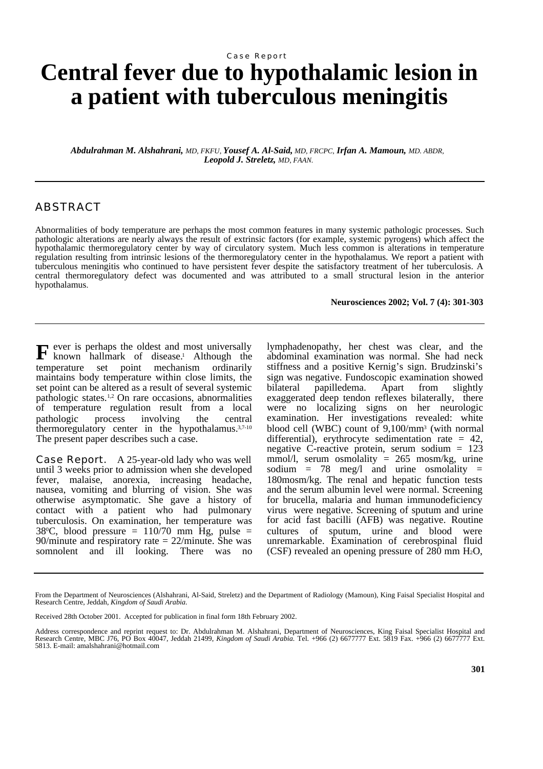Case Report

# Central fever due to hypothalamic lesion in a patient with tuberculous meningitis

***Abdulrahman M. Alshahrani,*** *MD, FKFU,* ***Yousef A. Al-Said,*** *MD, FRCPC,* ***Irfan A. Mamoun,*** *MD. ABDR,* ***Leopold J. Streletz,*** *MD, FAAN.*

## ABSTRACT

Abnormalities of body temperature are perhaps the most common features in many systemic pathologic processes. Such pathologic alterations are nearly always the result of extrinsic factors (for example, systemic pyrogens) which affect the hypothalamic thermoregulatory center by way of circulatory system. Much less common is alterations in temperature regulation resulting from intrinsic lesions of the thermoregulatory center in the hypothalamus. We report a patient with tuberculous meningitis who continued to have persistent fever despite the satisfactory treatment of her tuberculosis. A central thermoregulatory defect was documented and was attributed to a small structural lesion in the anterior hypothalamus.

**Neurosciences 2002; Vol. 7 (4): 301-303**

Fever is perhaps the oldest and most universally known hallmark of disease.[1] Although the temperature set point mechanism ordinarily maintains body temperature within close limits, the set point can be altered as a result of several systemic pathologic states.[1,2] On rare occasions, abnormalities of temperature regulation result from a local pathologic process involving the central thermoregulatory center in the hypothalamus.[3,7-10] The present paper describes such a case.

**Case Report.** A 25-year-old lady who was well until 3 weeks prior to admission when she developed fever, malaise, anorexia, increasing headache, nausea, vomiting and blurring of vision. She was otherwise asymptomatic. She gave a history of contact with a patient who had pulmonary tuberculosis. On examination, her temperature was $38^0$C, blood pressure = 110/70 mm Hg, pulse = 90/minute and respiratory rate = 22/minute. She was somnolent and ill looking. There was no lymphadenopathy, her chest was clear, and the abdominal examination was normal. She had neck stiffness and a positive Kernig's sign. Brudzinski's sign was negative. Fundoscopic examination showed bilateral papilledema. Apart from slightly exaggerated deep tendon reflexes bilaterally, there were no localizing signs on her neurologic examination. Her investigations revealed: white blood cell (WBC) count of $9,100/mm^3$ (with normal differential), erythrocyte sedimentation rate = 42, negative C-reactive protein, serum sodium = 123 mmol/l, serum osmolality = 265 mosm/kg, urine sodium = 78 meg/l and urine osmolality = 180mosm/kg. The renal and hepatic function tests and the serum albumin level were normal. Screening for brucella, malaria and human immunodeficiency virus were negative. Screening of sputum and urine for acid fast bacilli (AFB) was negative. Routine cultures of sputum, urine and blood were unremarkable. Examination of cerebrospinal fluid (CSF) revealed an opening pressure of 280 mm $H_2O$,

From the Department of Neurosciences (Alshahrani, Al-Said, Streletz) and the Department of Radiology (Mamoun), King Faisal Specialist Hospital and Research Centre, Jeddah, *Kingdom of Saudi Arabia.*

Received 28th October 2001. Accepted for publication in final form 18th February 2002.

Address correspondence and reprint request to: Dr. Abdulrahman M. Alshahrani, Department of Neurosciences, King Faisal Specialist Hospital and Research Centre, MBC J76, PO Box 40047, Jeddah 21499, *Kingdom of Saudi Arabia.* Tel. +966 (2) 6677777 Ext. 5819 Fax. +966 (2) 6677777 Ext. 5813. E-mail: amalshahrani@hotmail.com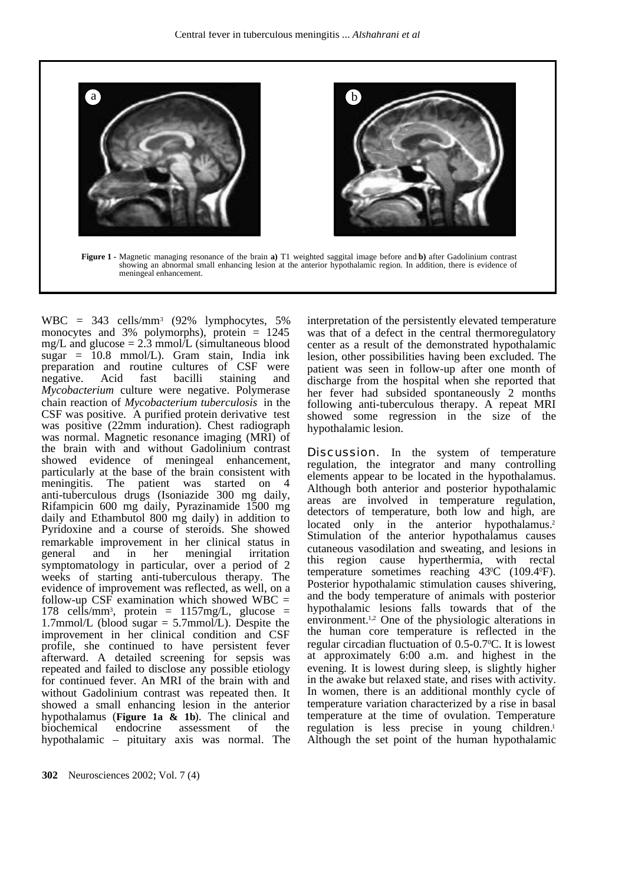**Figure 1 -** Magnetic managing resonance of the brain **a)** T1 weighted saggital image before and **b)** after Gadolinium contrast showing an abnormal small enhancing lesion at the anterior hypothalamic region. In addition, there is evidence of meningeal enhancement.

WBC = 343 cells/mm$^3$ (92% lymphocytes, 5% monocytes and 3% polymorphs), protein = 1245 mg/L and glucose = 2.3 mmol/L (simultaneous blood sugar = 10.8 mmol/L). Gram stain, India ink preparation and routine cultures of CSF were negative. Acid fast bacilli staining and *Mycobacterium* culture were negative. Polymerase chain reaction of *Mycobacterium tuberculosis* in the CSF was positive. A purified protein derivative test was positive (22mm induration). Chest radiograph was normal. Magnetic resonance imaging (MRI) of the brain with and without Gadolinium contrast showed evidence of meningeal enhancement, particularly at the base of the brain consistent with meningitis. The patient was started on 4 anti-tuberculous drugs (Isoniazide 300 mg daily, Rifampicin 600 mg daily, Pyrazinamide 1500 mg daily and Ethambutol 800 mg daily) in addition to Pyridoxine and a course of steroids. She showed remarkable improvement in her clinical status in general and in her meningial irritation symptomatology in particular, over a period of 2 weeks of starting anti-tuberculous therapy. The evidence of improvement was reflected, as well, on a follow-up CSF examination which showed WBC = 178 cells/mm$^3$, protein = 1157mg/L, glucose = 1.7mmol/L (blood sugar = 5.7mmol/L). Despite the improvement in her clinical condition and CSF profile, she continued to have persistent fever afterward. A detailed screening for sepsis was repeated and failed to disclose any possible etiology for continued fever. An MRI of the brain with and without Gadolinium contrast was repeated then. It showed a small enhancing lesion in the anterior hypothalamus (**Figure 1a & 1b**). The clinical and biochemical endocrine assessment of the hypothalamic – pituitary axis was normal. The interpretation of the persistently elevated temperature was that of a defect in the central thermoregulatory center as a result of the demonstrated hypothalamic lesion, other possibilities having been excluded. The patient was seen in follow-up after one month of discharge from the hospital when she reported that her fever had subsided spontaneously 2 months following anti-tuberculous therapy. A repeat MRI showed some regression in the size of the hypothalamic lesion.

**Discussion.** In the system of temperature regulation, the integrator and many controlling elements appear to be located in the hypothalamus. Although both anterior and posterior hypothalamic areas are involved in temperature regulation, detectors of temperature, both low and high, are located only in the anterior hypothalamus.[2] Stimulation of the anterior hypothalamus causes cutaneous vasodilation and sweating, and lesions in this region cause hyperthermia, with rectal temperature sometimes reaching 43$^0$C (109.4$^0$F). Posterior hypothalamic stimulation causes shivering, and the body temperature of animals with posterior hypothalamic lesions falls towards that of the environment.[1,2] One of the physiologic alterations in the human core temperature is reflected in the regular circadian fluctuation of 0.5-0.7$^0$C. It is lowest at approximately 6:00 a.m. and highest in the evening. It is lowest during sleep, is slightly higher in the awake but relaxed state, and rises with activity. In women, there is an additional monthly cycle of temperature variation characterized by a rise in basal temperature at the time of ovulation. Temperature regulation is less precise in young children.[1] Although the set point of the human hypothalamic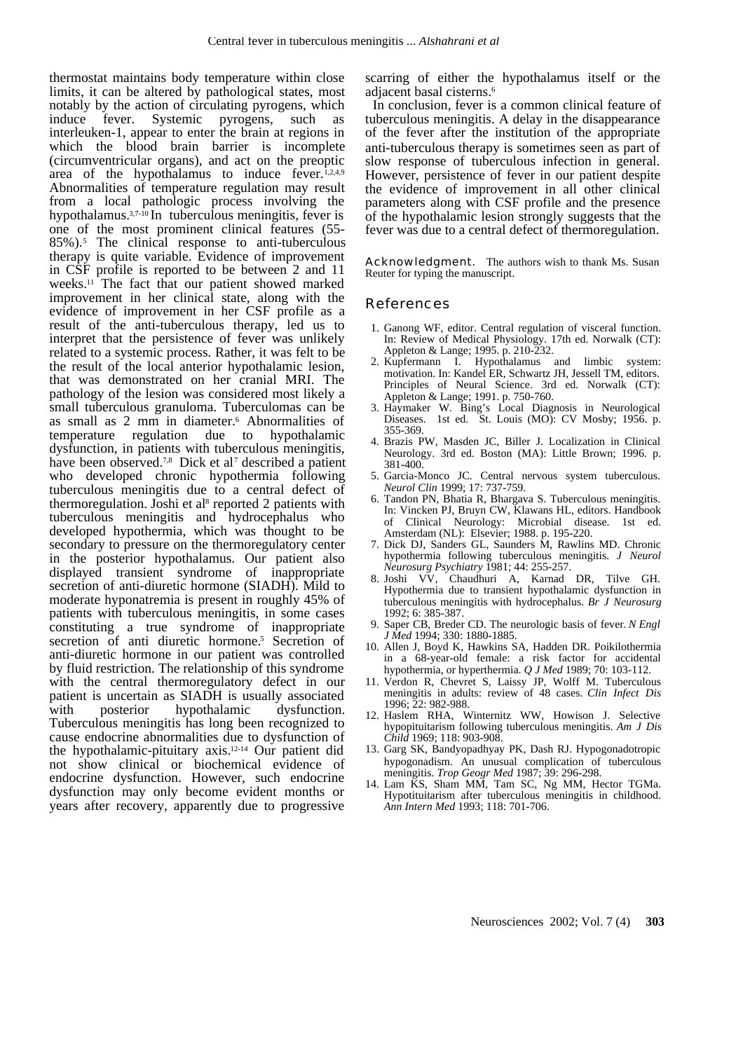thermostat maintains body temperature within close limits, it can be altered by pathological states, most notably by the action of circulating pyrogens, which induce fever. Systemic pyrogens, such as interleuken-1, appear to enter the brain at regions in which the blood brain barrier is incomplete (circumventricular organs), and act on the preoptic area of the hypothalamus to induce fever.[1,2,4,9] Abnormalities of temperature regulation may result from a local pathologic process involving the hypothalamus.[3,7-10] In tuberculous meningitis, fever is one of the most prominent clinical features (55-85%).[5] The clinical response to anti-tuberculous therapy is quite variable. Evidence of improvement in CSF profile is reported to be between 2 and 11 weeks.[11] The fact that our patient showed marked improvement in her clinical state, along with the evidence of improvement in her CSF profile as a result of the anti-tuberculous therapy, led us to interpret that the persistence of fever was unlikely related to a systemic process. Rather, it was felt to be the result of the local anterior hypothalamic lesion, that was demonstrated on her cranial MRI. The pathology of the lesion was considered most likely a small tuberculous granuloma. Tuberculomas can be as small as 2 mm in diameter.[6] Abnormalities of temperature regulation due to hypothalamic dysfunction, in patients with tuberculous meningitis, have been observed.[7,8] Dick et al[7] described a patient who developed chronic hypothermia following tuberculous meningitis due to a central defect of thermoregulation. Joshi et al[8] reported 2 patients with tuberculous meningitis and hydrocephalus who developed hypothermia, which was thought to be secondary to pressure on the thermoregulatory center in the posterior hypothalamus. Our patient also displayed transient syndrome of inappropriate secretion of anti-diuretic hormone (SIADH). Mild to moderate hyponatremia is present in roughly 45% of patients with tuberculous meningitis, in some cases constituting a true syndrome of inappropriate secretion of anti diuretic hormone.[5] Secretion of anti-diuretic hormone in our patient was controlled by fluid restriction. The relationship of this syndrome with the central thermoregulatory defect in our patient is uncertain as SIADH is usually associated with posterior hypothalamic dysfunction. Tuberculous meningitis has long been recognized to cause endocrine abnormalities due to dysfunction of the hypothalamic-pituitary axis.[12-14] Our patient did not show clinical or biochemical evidence of endocrine dysfunction. However, such endocrine dysfunction may only become evident months or years after recovery, apparently due to progressive scarring of either the hypothalamus itself or the adjacent basal cisterns.[6]

In conclusion, fever is a common clinical feature of tuberculous meningitis. A delay in the disappearance of the fever after the institution of the appropriate anti-tuberculous therapy is sometimes seen as part of slow response of tuberculous infection in general. However, persistence of fever in our patient despite the evidence of improvement in all other clinical parameters along with CSF profile and the presence of the hypothalamic lesion strongly suggests that the fever was due to a central defect of thermoregulation.

**Acknowledgment.** The authors wish to thank Ms. Susan Reuter for typing the manuscript.

## References

1. Ganong WF, editor. Central regulation of visceral function. In: Review of Medical Physiology. 17th ed. Norwalk (CT): Appleton & Lange; 1995. p. 210-232.
2. Kupfermann I. Hypothalamus and limbic system: motivation. In: Kandel ER, Schwartz JH, Jessell TM, editors. Principles of Neural Science. 3rd ed. Norwalk (CT): Appleton & Lange; 1991. p. 750-760.
3. Haymaker W. Bing's Local Diagnosis in Neurological Diseases. 1st ed. St. Louis (MO): CV Mosby; 1956. p. 355-369.
4. Brazis PW, Masden JC, Biller J. Localization in Clinical Neurology. 3rd ed. Boston (MA): Little Brown; 1996. p. 381-400.
5. Garcia-Monco JC. Central nervous system tuberculous. *Neurol Clin* 1999; 17: 737-759.
6. Tandon PN, Bhatia R, Bhargava S. Tuberculous meningitis. In: Vincken PJ, Bruyn CW, Klawans HL, editors. Handbook of Clinical Neurology: Microbial disease. 1st ed. Amsterdam (NL): Elsevier; 1988. p. 195-220.
7. Dick DJ, Sanders GL, Saunders M, Rawlins MD. Chronic hypothermia following tuberculous meningitis. *J Neurol Neurosurg Psychiatry* 1981; 44: 255-257.
8. Joshi VV, Chaudhuri A, Karnad DR, Tilve GH. Hypothermia due to transient hypothalamic dysfunction in tuberculous meningitis with hydrocephalus. *Br J Neurosurg* 1992; 6: 385-387.
9. Saper CB, Breder CD. The neurologic basis of fever. *N Engl J Med* 1994; 330: 1880-1885.
10. Allen J, Boyd K, Hawkins SA, Hadden DR. Poikilothermia in a 68-year-old female: a risk factor for accidental hypothermia, or hyperthermia. *Q J Med* 1989; 70: 103-112.
11. Verdon R, Chevret S, Laissy JP, Wolff M. Tuberculous meningitis in adults: review of 48 cases. *Clin Infect Dis* 1996; 22: 982-988.
12. Haslem RHA, Winternitz WW, Howison J. Selective hypopituitarism following tuberculous meningitis. *Am J Dis Child* 1969; 118: 903-908.
13. Garg SK, Bandyopadhyay PK, Dash RJ. Hypogonadotropic hypogonadism. An unusual complication of tuberculous meningitis. *Trop Geogr Med* 1987; 39: 296-298.
14. Lam KS, Sham MM, Tam SC, Ng MM, Hector TGMa. Hypotituitarism after tuberculous meningitis in childhood. *Ann Intern Med* 1993; 118: 701-706.